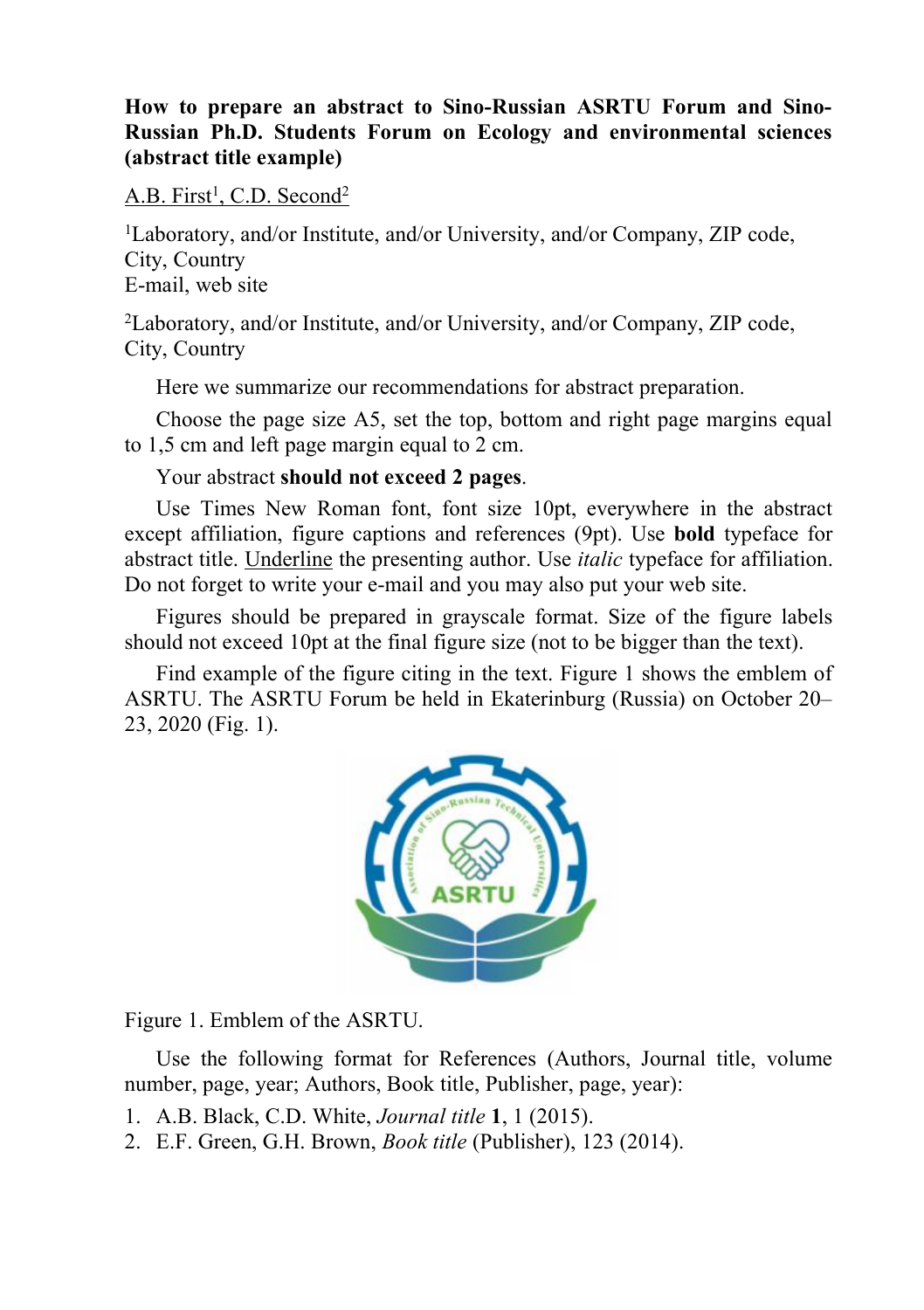**How to prepare an abstract to Sino-Russian ASRTU Forum and Sino-Russian Ph.D. Students Forum on Ecology and environmental sciences (abstract title example)**

<u>A.B. First[1], C.D. Second[2]</u>

[1]Laboratory, and/or Institute, and/or University, and/or Company, ZIP code, City, Country
E-mail, web site

[2]Laboratory, and/or Institute, and/or University, and/or Company, ZIP code, City, Country

Here we summarize our recommendations for abstract preparation.

Choose the page size A5, set the top, bottom and right page margins equal to 1,5 cm and left page margin equal to 2 cm.

Your abstract **should not exceed 2 pages**.

Use Times New Roman font, font size 10pt, everywhere in the abstract except affiliation, figure captions and references (9pt). Use **bold** typeface for abstract title. <u>Underline</u> the presenting author. Use *italic* typeface for affiliation. Do not forget to write your e-mail and you may also put your web site.

Figures should be prepared in grayscale format. Size of the figure labels should not exceed 10pt at the final figure size (not to be bigger than the text).

Find example of the figure citing in the text. Figure 1 shows the emblem of ASRTU. The ASRTU Forum be held in Ekaterinburg (Russia) on October 20–23, 2020 (Fig. 1).

Figure 1. Emblem of the ASRTU.

Use the following format for References (Authors, Journal title, volume number, page, year; Authors, Book title, Publisher, page, year):

1. A.B. Black, C.D. White, *Journal title* **1**, 1 (2015).
2. E.F. Green, G.H. Brown, *Book title* (Publisher), 123 (2014).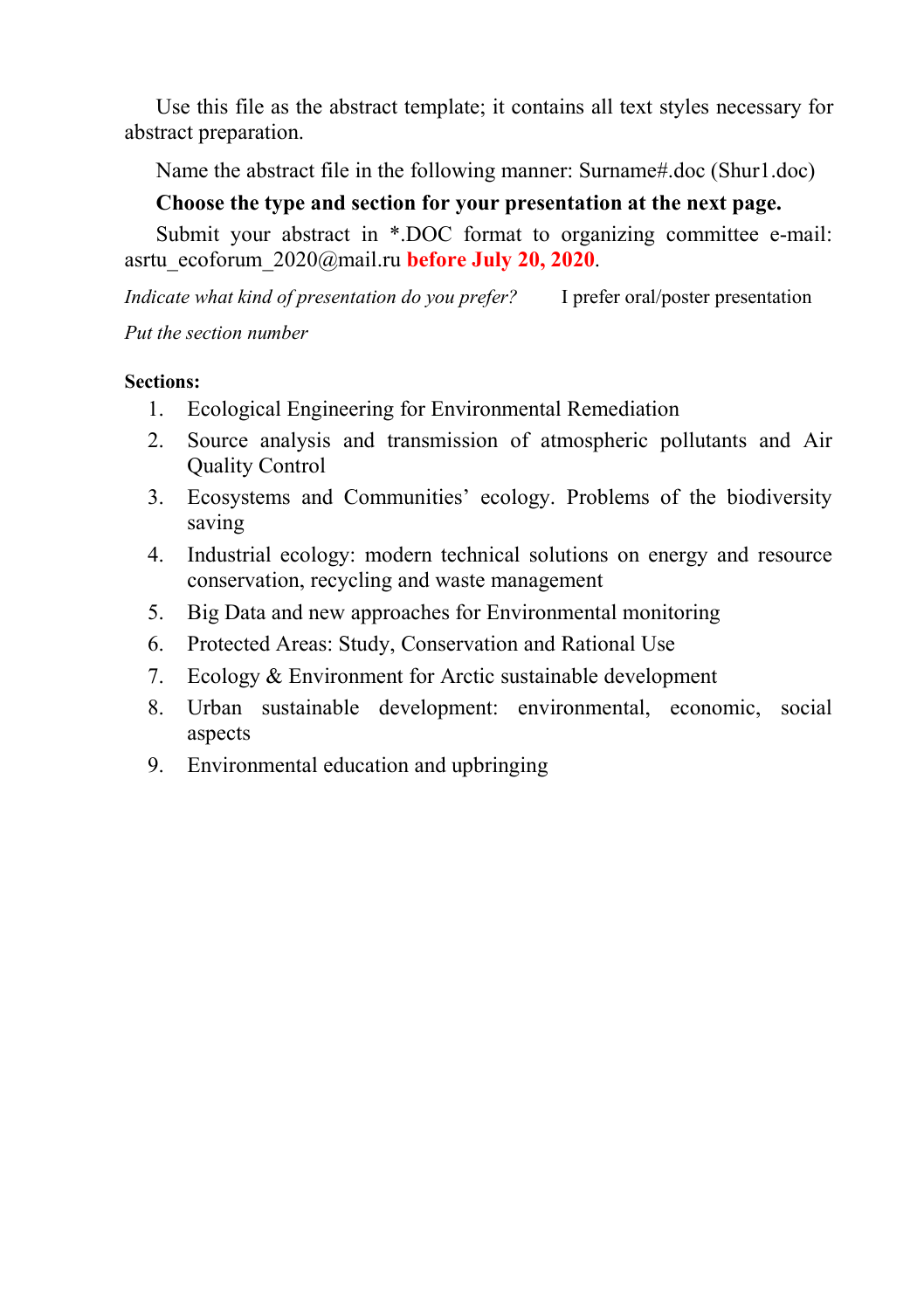Use this file as the abstract template; it contains all text styles necessary for abstract preparation.

Name the abstract file in the following manner: Surname#.doc (Shur1.doc)

**Choose the type and section for your presentation at the next page.**

Submit your abstract in *.DOC format to organizing committee e-mail: asrtu_ecoforum_2020@mail.ru **before July 20, 2020**.

*Indicate what kind of presentation do you prefer?* I prefer oral/poster presentation

*Put the section number*

**Sections:**

1. Ecological Engineering for Environmental Remediation
2. Source analysis and transmission of atmospheric pollutants and Air Quality Control
3. Ecosystems and Communities' ecology. Problems of the biodiversity saving
4. Industrial ecology: modern technical solutions on energy and resource conservation, recycling and waste management
5. Big Data and new approaches for Environmental monitoring
6. Protected Areas: Study, Conservation and Rational Use
7. Ecology & Environment for Arctic sustainable development
8. Urban sustainable development: environmental, economic, social aspects
9. Environmental education and upbringing